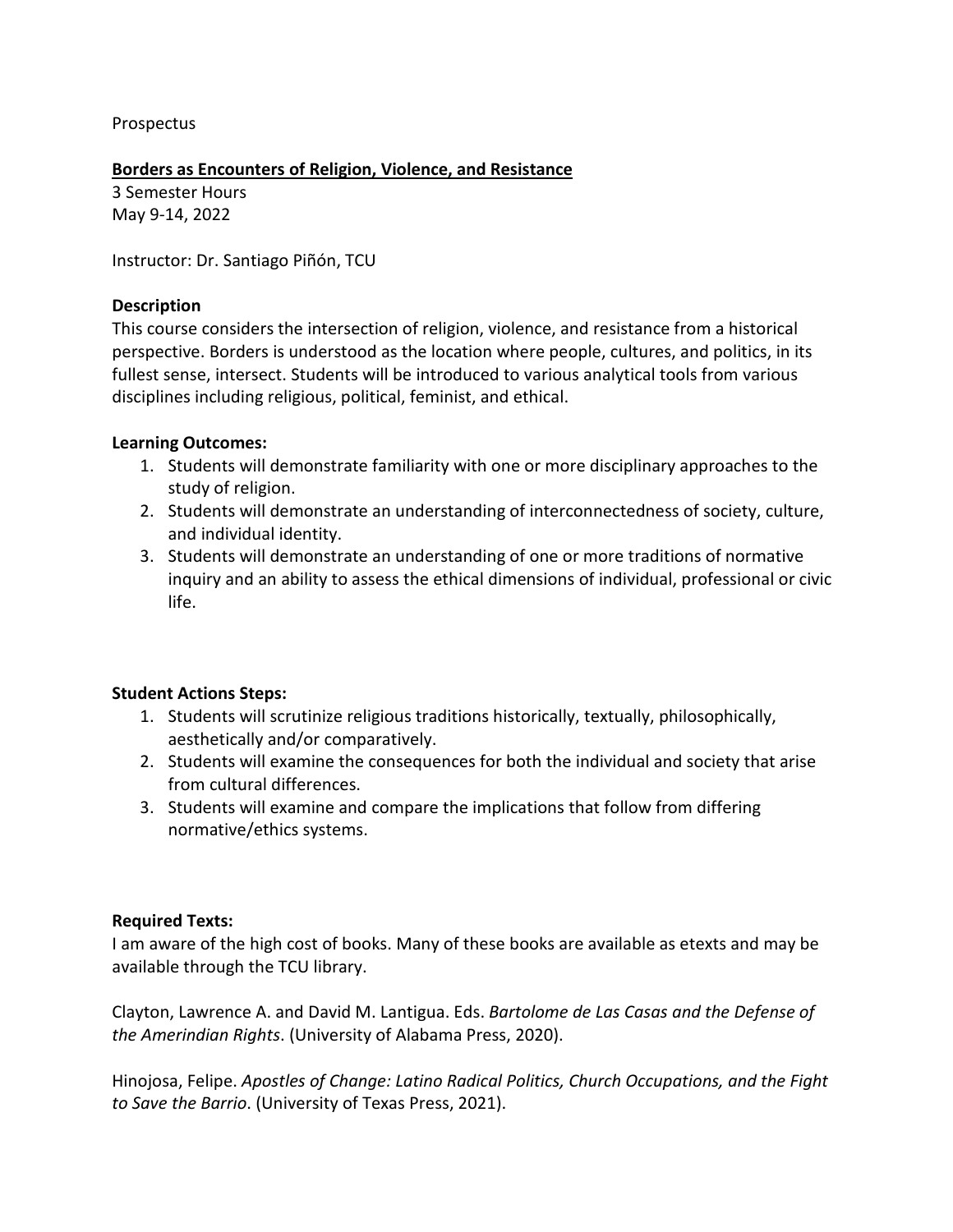Prospectus

**Borders as Encounters of Religion, Violence, and Resistance**

3 Semester Hours
May 9-14, 2022

Instructor: Dr. Santiago Piñón, TCU

**Description**

This course considers the intersection of religion, violence, and resistance from a historical perspective. Borders is understood as the location where people, cultures, and politics, in its fullest sense, intersect. Students will be introduced to various analytical tools from various disciplines including religious, political, feminist, and ethical.

**Learning Outcomes:**

1. Students will demonstrate familiarity with one or more disciplinary approaches to the study of religion.
2. Students will demonstrate an understanding of interconnectedness of society, culture, and individual identity.
3. Students will demonstrate an understanding of one or more traditions of normative inquiry and an ability to assess the ethical dimensions of individual, professional or civic life.

**Student Actions Steps:**

1. Students will scrutinize religious traditions historically, textually, philosophically, aesthetically and/or comparatively.
2. Students will examine the consequences for both the individual and society that arise from cultural differences.
3. Students will examine and compare the implications that follow from differing normative/ethics systems.

**Required Texts:**

I am aware of the high cost of books. Many of these books are available as etexts and may be available through the TCU library.

Clayton, Lawrence A. and David M. Lantigua. Eds. *Bartolome de Las Casas and the Defense of the Amerindian Rights*. (University of Alabama Press, 2020).

Hinojosa, Felipe. *Apostles of Change: Latino Radical Politics, Church Occupations, and the Fight to Save the Barrio*. (University of Texas Press, 2021).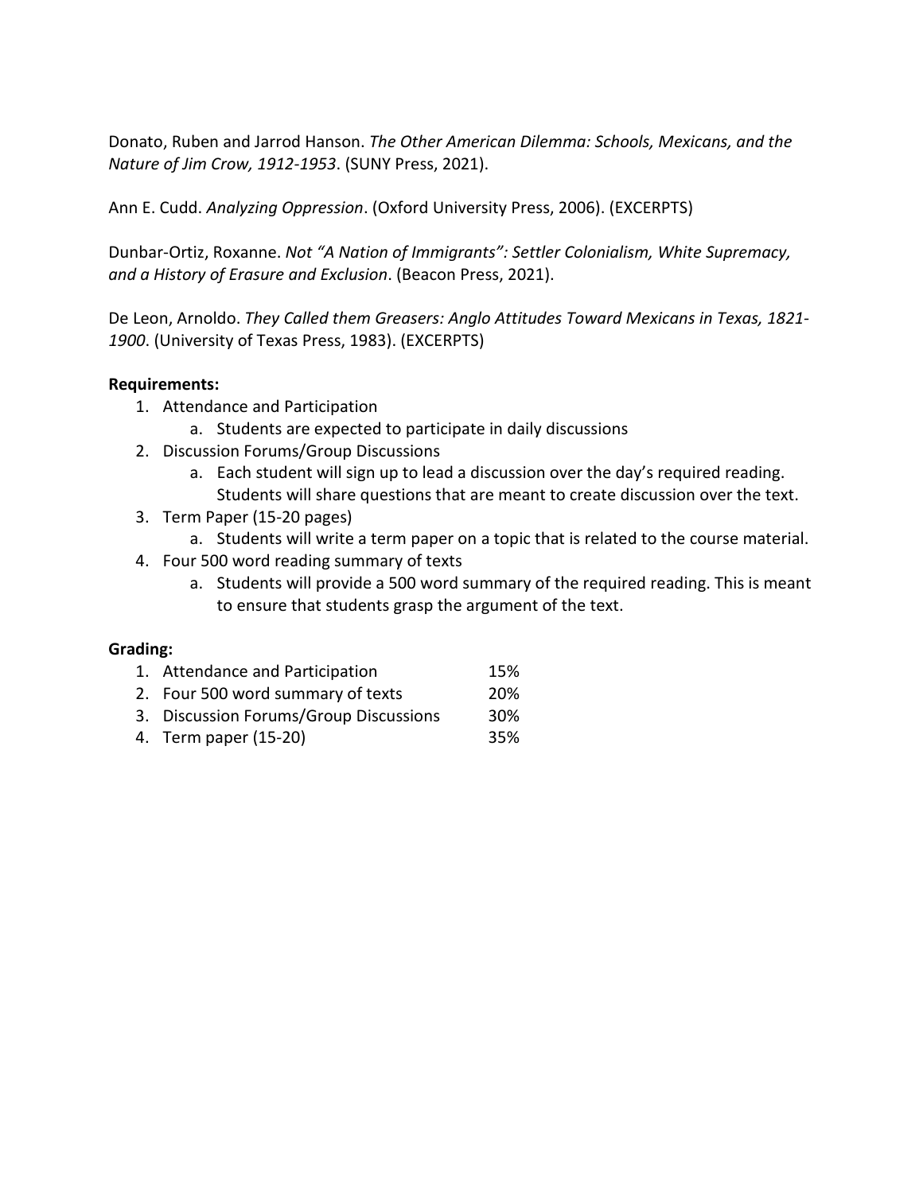Donato, Ruben and Jarrod Hanson. *The Other American Dilemma: Schools, Mexicans, and the Nature of Jim Crow, 1912-1953*. (SUNY Press, 2021).

Ann E. Cudd. *Analyzing Oppression*. (Oxford University Press, 2006). (EXCERPTS)

Dunbar-Ortiz, Roxanne. *Not "A Nation of Immigrants": Settler Colonialism, White Supremacy, and a History of Erasure and Exclusion*. (Beacon Press, 2021).

De Leon, Arnoldo. *They Called them Greasers: Anglo Attitudes Toward Mexicans in Texas, 1821-1900*. (University of Texas Press, 1983). (EXCERPTS)

**Requirements:**

1. Attendance and Participation
   a. Students are expected to participate in daily discussions
2. Discussion Forums/Group Discussions
   a. Each student will sign up to lead a discussion over the day's required reading. Students will share questions that are meant to create discussion over the text.
3. Term Paper (15-20 pages)
   a. Students will write a term paper on a topic that is related to the course material.
4. Four 500 word reading summary of texts
   a. Students will provide a 500 word summary of the required reading. This is meant to ensure that students grasp the argument of the text.

**Grading:**

| | |
|---|---|
| 1. Attendance and Participation | 15% |
| 2. Four 500 word summary of texts | 20% |
| 3. Discussion Forums/Group Discussions | 30% |
| 4. Term paper (15-20) | 35% |